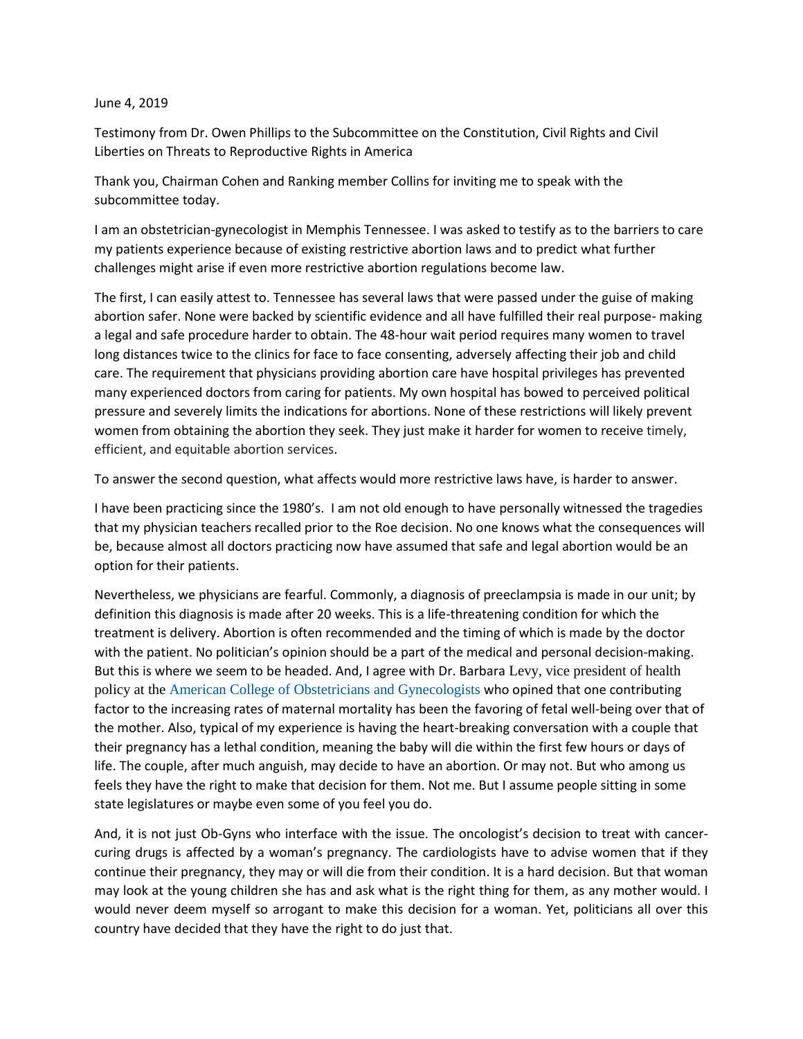June 4, 2019

Testimony from Dr. Owen Phillips to the Subcommittee on the Constitution, Civil Rights and Civil Liberties on Threats to Reproductive Rights in America

Thank you, Chairman Cohen and Ranking member Collins for inviting me to speak with the subcommittee today.

I am an obstetrician-gynecologist in Memphis Tennessee. I was asked to testify as to the barriers to care my patients experience because of existing restrictive abortion laws and to predict what further challenges might arise if even more restrictive abortion regulations become law.

The first, I can easily attest to. Tennessee has several laws that were passed under the guise of making abortion safer. None were backed by scientific evidence and all have fulfilled their real purpose- making a legal and safe procedure harder to obtain. The 48-hour wait period requires many women to travel long distances twice to the clinics for face to face consenting, adversely affecting their job and child care. The requirement that physicians providing abortion care have hospital privileges has prevented many experienced doctors from caring for patients. My own hospital has bowed to perceived political pressure and severely limits the indications for abortions. None of these restrictions will likely prevent women from obtaining the abortion they seek. They just make it harder for women to receive timely, efficient, and equitable abortion services.

To answer the second question, what affects would more restrictive laws have, is harder to answer.

I have been practicing since the 1980's. I am not old enough to have personally witnessed the tragedies that my physician teachers recalled prior to the Roe decision. No one knows what the consequences will be, because almost all doctors practicing now have assumed that safe and legal abortion would be an option for their patients.

Nevertheless, we physicians are fearful. Commonly, a diagnosis of preeclampsia is made in our unit; by definition this diagnosis is made after 20 weeks. This is a life-threatening condition for which the treatment is delivery. Abortion is often recommended and the timing of which is made by the doctor with the patient. No politician's opinion should be a part of the medical and personal decision-making. But this is where we seem to be headed. And, I agree with Dr. Barbara Levy, vice president of health policy at the American College of Obstetricians and Gynecologists who opined that one contributing factor to the increasing rates of maternal mortality has been the favoring of fetal well-being over that of the mother. Also, typical of my experience is having the heart-breaking conversation with a couple that their pregnancy has a lethal condition, meaning the baby will die within the first few hours or days of life. The couple, after much anguish, may decide to have an abortion. Or may not. But who among us feels they have the right to make that decision for them. Not me. But I assume people sitting in some state legislatures or maybe even some of you feel you do.

And, it is not just Ob-Gyns who interface with the issue. The oncologist's decision to treat with cancer-curing drugs is affected by a woman's pregnancy. The cardiologists have to advise women that if they continue their pregnancy, they may or will die from their condition. It is a hard decision. But that woman may look at the young children she has and ask what is the right thing for them, as any mother would. I would never deem myself so arrogant to make this decision for a woman. Yet, politicians all over this country have decided that they have the right to do just that.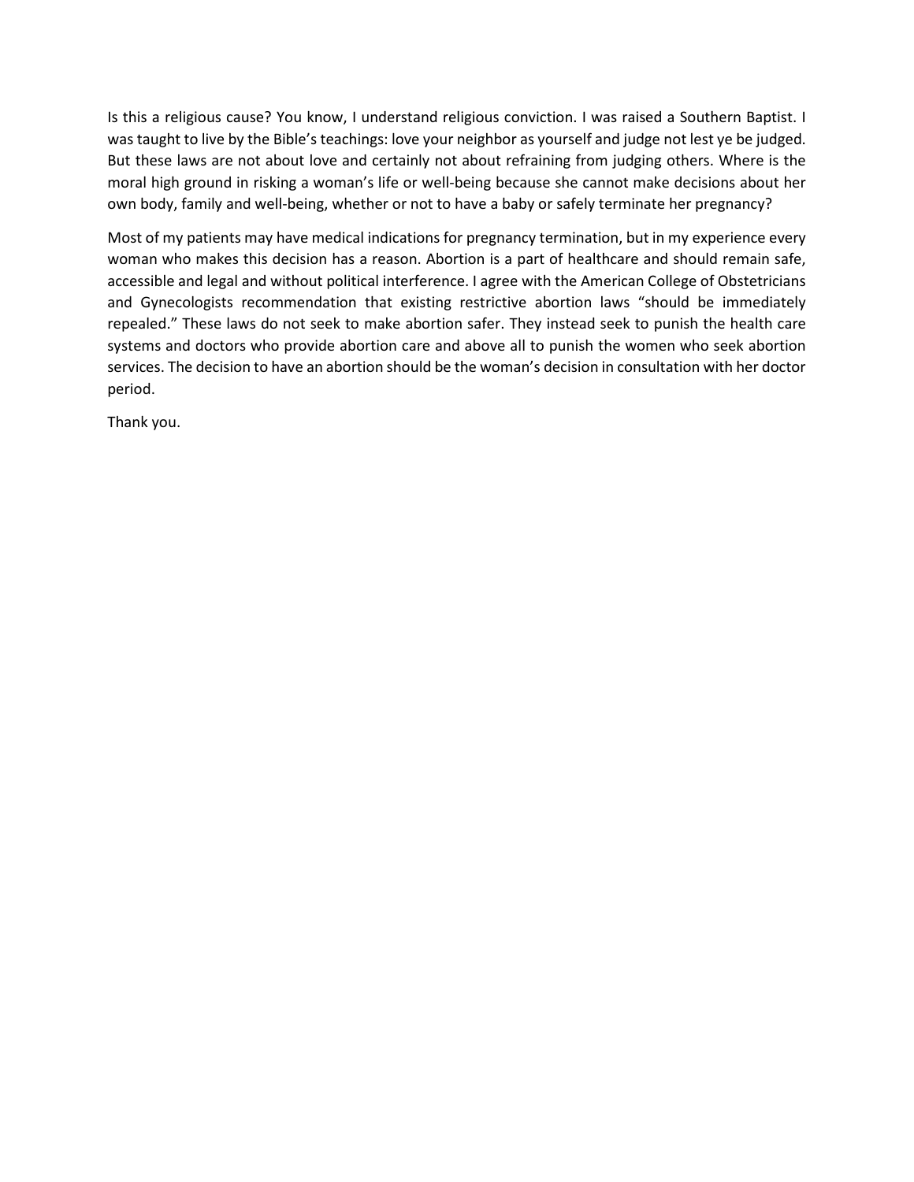Is this a religious cause? You know, I understand religious conviction. I was raised a Southern Baptist. I was taught to live by the Bible's teachings: love your neighbor as yourself and judge not lest ye be judged. But these laws are not about love and certainly not about refraining from judging others. Where is the moral high ground in risking a woman's life or well-being because she cannot make decisions about her own body, family and well-being, whether or not to have a baby or safely terminate her pregnancy?

Most of my patients may have medical indications for pregnancy termination, but in my experience every woman who makes this decision has a reason. Abortion is a part of healthcare and should remain safe, accessible and legal and without political interference. I agree with the American College of Obstetricians and Gynecologists recommendation that existing restrictive abortion laws "should be immediately repealed." These laws do not seek to make abortion safer. They instead seek to punish the health care systems and doctors who provide abortion care and above all to punish the women who seek abortion services. The decision to have an abortion should be the woman's decision in consultation with her doctor period.

Thank you.